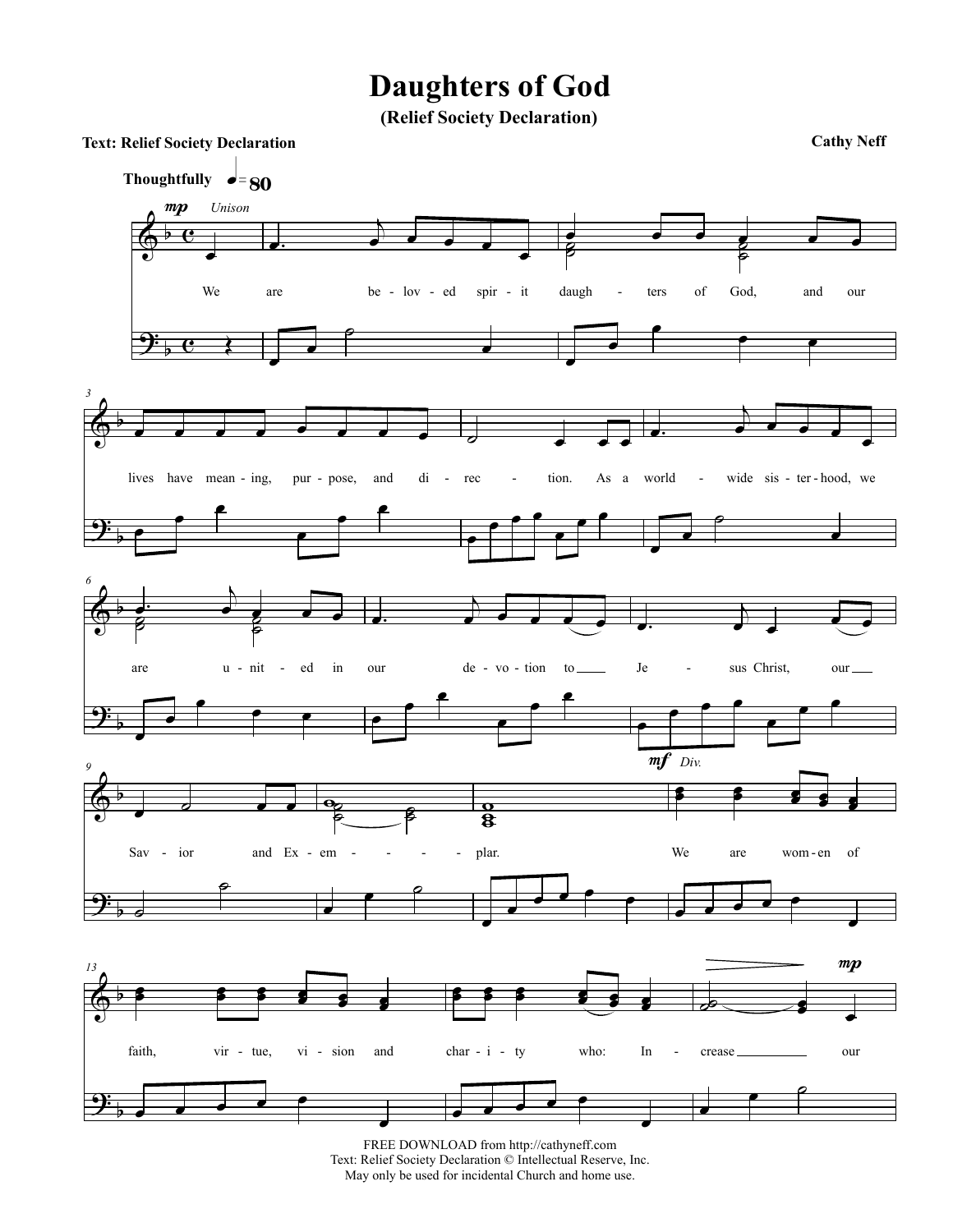# Daughters of God

**(Relief Society Declaration)**

**Text: Relief Society Declaration**

**Cathy Neff**

**Thoughtfully** ♩= 80

*mp* *Unison*

We are be - lov - ed spir - it daugh - ters of God, and our lives have mean - ing, pur - pose, and di - rec - tion. As a world - wide sis - ter - hood, we are u - nit - ed in our de - vo - tion to Je - sus Christ, our Sav - ior and Ex - em - plar.

*mf* *Div.*

We are wom - en of faith, vir - tue, vi - sion and char - i - ty who: In - crease our

*mp*

FREE DOWNLOAD from http://cathyneff.com
Text: Relief Society Declaration © Intellectual Reserve, Inc.
May only be used for incidental Church and home use.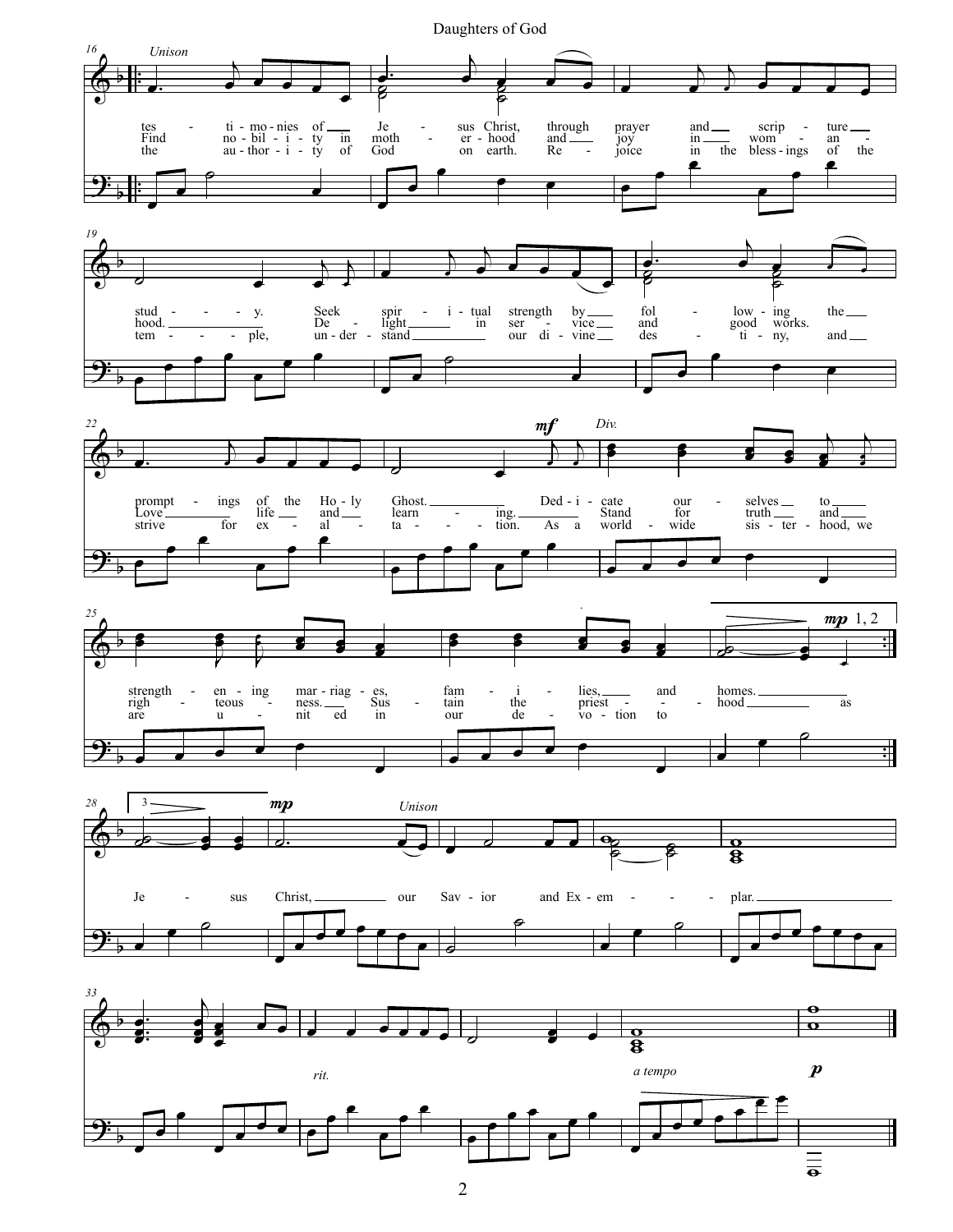Unison

tes - ti - mo - nies of Je - sus Christ, through prayer and scrip - ture stud - y. Seek spir - i - tual strength by fol - low - ing the prompt - ings of the Ho - ly Ghost. Ded - i - cate our - selves to strength - en - ing mar - riag - es, fam - i - lies, and homes.

Find no - bil - i - ty in moth - er - hood and joy in wom - an - hood. De - light in ser - vice and good works. Love life and learn - ing. Stand for truth and righ - teous - ness. Sus - tain the priest - hood as

the au - thor - i - ty of God on earth. Re - joice in the bless - ings of the tem - ple, un - der - stand our di - vine des - ti - ny, and strive for ex - al - ta - tion. As a world - wide sis - ter - hood, we are u - nit ed in our de - vo - tion to

*mf* *Div.*

*mp* 1, 2

3 *mp* Unison

Je - sus Christ, our Sav - ior and Ex - em - plar.

*rit.* *a tempo* *p*